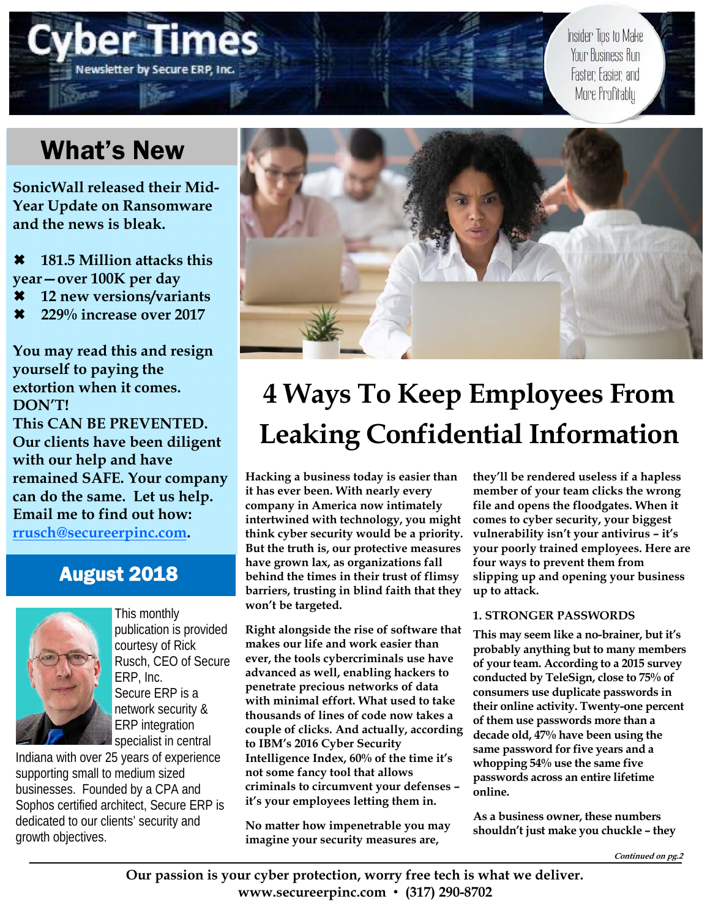# Cyber Times

Newsletter by Secure ERP, Inc.

Insider Tips to Make Your Business Run Faster, Easier, and More Profitably

## What's New

**SonicWall released their Mid-Year Update on Ransomware and the news is bleak.**

- ✖ **181.5 Million attacks this year—over 100K per day**
- ✖ **12 new versions/variants**
- ✖ **229% increase over 2017**

**You may read this and resign yourself to paying the extortion when it comes. DON'T!**
**This CAN BE PREVENTED. Our clients have been diligent with our help and have remained SAFE. Your company can do the same. Let us help. Email me to find out how: [rrusch@secureerpinc.com](mailto:rrusch@secureerpinc.com).**

## August 2018

This monthly publication is provided courtesy of Rick Rusch, CEO of Secure ERP, Inc.
Secure ERP is a network security & ERP integration specialist in central Indiana with over 25 years of experience supporting small to medium sized businesses. Founded by a CPA and Sophos certified architect, Secure ERP is dedicated to our clients' security and growth objectives.

# 4 Ways To Keep Employees From Leaking Confidential Information

**Hacking a business today is easier than it has ever been. With nearly every company in America now intimately intertwined with technology, you might think cyber security would be a priority. But the truth is, our protective measures have grown lax, as organizations fall behind the times in their trust of flimsy barriers, trusting in blind faith that they won't be targeted.**

**Right alongside the rise of software that makes our life and work easier than ever, the tools cybercriminals use have advanced as well, enabling hackers to penetrate precious networks of data with minimal effort. What used to take thousands of lines of code now takes a couple of clicks. And actually, according to IBM's 2016 Cyber Security Intelligence Index, 60% of the time it's not some fancy tool that allows criminals to circumvent your defenses – it's your employees letting them in.**

**No matter how impenetrable you may imagine your security measures are, they'll be rendered useless if a hapless member of your team clicks the wrong file and opens the floodgates. When it comes to cyber security, your biggest vulnerability isn't your antivirus – it's your poorly trained employees. Here are four ways to prevent them from slipping up and opening your business up to attack.**

### 1. STRONGER PASSWORDS

**This may seem like a no-brainer, but it's probably anything but to many members of your team. According to a 2015 survey conducted by TeleSign, close to 75% of consumers use duplicate passwords in their online activity. Twenty-one percent of them use passwords more than a decade old, 47% have been using the same password for five years and a whopping 54% use the same five passwords across an entire lifetime online.**

**As a business owner, these numbers shouldn't just make you chuckle – they**

*Continued on pg.2*

**Our passion is your cyber protection, worry free tech is what we deliver.**
**www.secureerpinc.com • (317) 290-8702**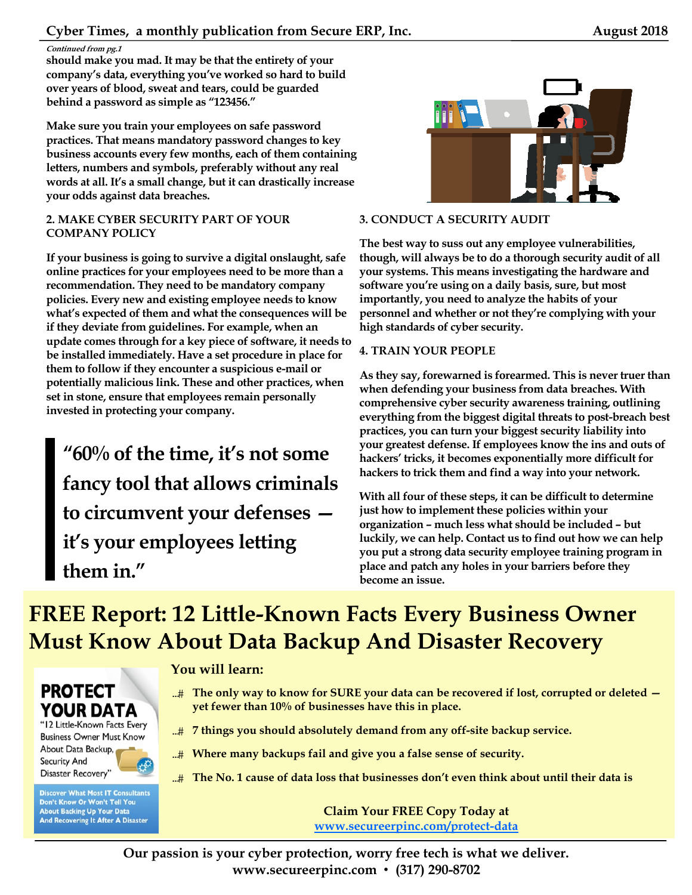*Continued from pg.1*

**should make you mad. It may be that the entirety of your company's data, everything you've worked so hard to build over years of blood, sweat and tears, could be guarded behind a password as simple as "123456."**

**Make sure you train your employees on safe password practices. That means mandatory password changes to key business accounts every few months, each of them containing letters, numbers and symbols, preferably without any real words at all. It's a small change, but it can drastically increase your odds against data breaches.**

### 2. MAKE CYBER SECURITY PART OF YOUR COMPANY POLICY

**If your business is going to survive a digital onslaught, safe online practices for your employees need to be more than a recommendation. They need to be mandatory company policies. Every new and existing employee needs to know what's expected of them and what the consequences will be if they deviate from guidelines. For example, when an update comes through for a key piece of software, it needs to be installed immediately. Have a set procedure in place for them to follow if they encounter a suspicious e-mail or potentially malicious link. These and other practices, when set in stone, ensure that employees remain personally invested in protecting your company.**

> **"60% of the time, it's not some fancy tool that allows criminals to circumvent your defenses — it's your employees letting them in."**

### 3. CONDUCT A SECURITY AUDIT

**The best way to suss out any employee vulnerabilities, though, will always be to do a thorough security audit of all your systems. This means investigating the hardware and software you're using on a daily basis, sure, but most importantly, you need to analyze the habits of your personnel and whether or not they're complying with your high standards of cyber security.**

### 4. TRAIN YOUR PEOPLE

**As they say, forewarned is forearmed. This is never truer than when defending your business from data breaches. With comprehensive cyber security awareness training, outlining everything from the biggest digital threats to post-breach best practices, you can turn your biggest security liability into your greatest defense. If employees know the ins and outs of hackers' tricks, it becomes exponentially more difficult for hackers to trick them and find a way into your network.**

**With all four of these steps, it can be difficult to determine just how to implement these policies within your organization – much less what should be included – but luckily, we can help. Contact us to find out how we can help you put a strong data security employee training program in place and patch any holes in your barriers before they become an issue.**

## FREE Report: 12 Little-Known Facts Every Business Owner Must Know About Data Backup And Disaster Recovery

**PROTECT YOUR DATA**
"12 Little-Known Facts Every Business Owner Must Know About Data Backup, Security And Disaster Recovery"

Discover What Most IT Consultants Don't Know Or Won't Tell You About Backing Up Your Data And Recovering It After A Disaster

**You will learn:**

- **The only way to know for SURE your data can be recovered if lost, corrupted or deleted — yet fewer than 10% of businesses have this in place.**
- **7 things you should absolutely demand from any off-site backup service.**
- **Where many backups fail and give you a false sense of security.**
- **The No. 1 cause of data loss that businesses don't even think about until their data is**

**Claim Your FREE Copy Today at**
**www.secureerpinc.com/protect-data**

**Our passion is your cyber protection, worry free tech is what we deliver.**
**www.secureerpinc.com • (317) 290-8702**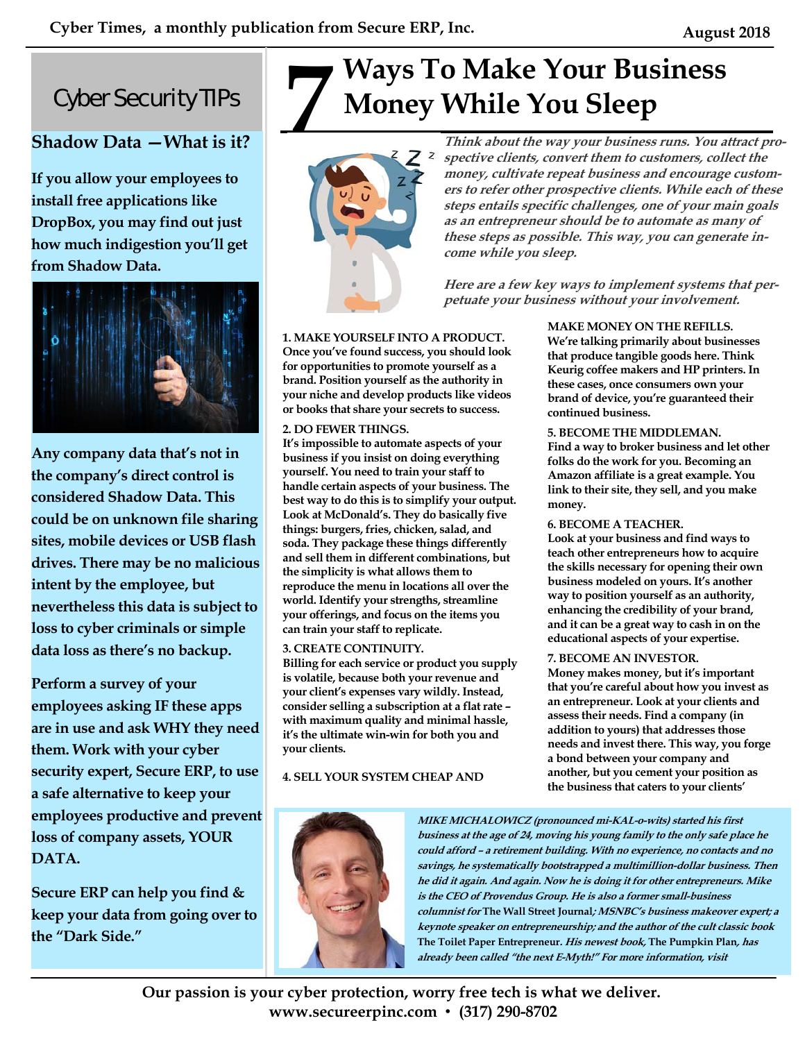## Cyber Security TIPs

### Shadow Data —What is it?

**If you allow your employees to install free applications like DropBox, you may find out just how much indigestion you'll get from Shadow Data.**

**Any company data that's not in the company's direct control is considered Shadow Data. This could be on unknown file sharing sites, mobile devices or USB flash drives. There may be no malicious intent by the employee, but nevertheless this data is subject to loss to cyber criminals or simple data loss as there's no backup.**

**Perform a survey of your employees asking IF these apps are in use and ask WHY they need them. Work with your cyber security expert, Secure ERP, to use a safe alternative to keep your employees productive and prevent loss of company assets, YOUR DATA.**

**Secure ERP can help you find & keep your data from going over to the "Dark Side."**

# 7 Ways To Make Your Business Money While You Sleep

***Think about the way your business runs. You attract prospective clients, convert them to customers, collect the money, cultivate repeat business and encourage customers to refer other prospective clients. While each of these steps entails specific challenges, one of your main goals as an entrepreneur should be to automate as many of these steps as possible. This way, you can generate income while you sleep.***

***Here are a few key ways to implement systems that perpetuate your business without your involvement.***

**1. MAKE YOURSELF INTO A PRODUCT.**
**Once you've found success, you should look for opportunities to promote yourself as a brand. Position yourself as the authority in your niche and develop products like videos or books that share your secrets to success.**

**2. DO FEWER THINGS.**
**It's impossible to automate aspects of your business if you insist on doing everything yourself. You need to train your staff to handle certain aspects of your business. The best way to do this is to simplify your output. Look at McDonald's. They do basically five things: burgers, fries, chicken, salad, and soda. They package these things differently and sell them in different combinations, but the simplicity is what allows them to reproduce the menu in locations all over the world. Identify your strengths, streamline your offerings, and focus on the items you can train your staff to replicate.**

**3. CREATE CONTINUITY.**
**Billing for each service or product you supply is volatile, because both your revenue and your client's expenses vary wildly. Instead, consider selling a subscription at a flat rate – with maximum quality and minimal hassle, it's the ultimate win-win for both you and your clients.**

**4. SELL YOUR SYSTEM CHEAP AND MAKE MONEY ON THE REFILLS.**
**We're talking primarily about businesses that produce tangible goods here. Think Keurig coffee makers and HP printers. In these cases, once consumers own your brand of device, you're guaranteed their continued business.**

**5. BECOME THE MIDDLEMAN.**
**Find a way to broker business and let other folks do the work for you. Becoming an Amazon affiliate is a great example. You link to their site, they sell, and you make money.**

**6. BECOME A TEACHER.**
**Look at your business and find ways to teach other entrepreneurs how to acquire the skills necessary for opening their own business modeled on yours. It's another way to position yourself as an authority, enhancing the credibility of your brand, and it can be a great way to cash in on the educational aspects of your expertise.**

**7. BECOME AN INVESTOR.**
**Money makes money, but it's important that you're careful about how you invest as an entrepreneur. Look at your clients and assess their needs. Find a company (in addition to yours) that addresses those needs and invest there. This way, you forge a bond between your company and another, but you cement your position as the business that caters to your clients'**

***MIKE MICHALOWICZ (pronounced mi-KAL-o-wits) started his first business at the age of 24, moving his young family to the only safe place he could afford – a retirement building. With no experience, no contacts and no savings, he systematically bootstrapped a multimillion-dollar business. Then he did it again. And again. Now he is doing it for other entrepreneurs. Mike is the CEO of Provendus Group. He is also a former small-business columnist for* The Wall Street Journal*; MSNBC's business makeover expert; a keynote speaker on entrepreneurship; and the author of the cult classic book* The Toilet Paper Entrepreneur*. His newest book,* The Pumpkin Plan*, has already been called "the next E-Myth!" For more information, visit***

**Our passion is your cyber protection, worry free tech is what we deliver.**
**www.secureerpinc.com • (317) 290-8702**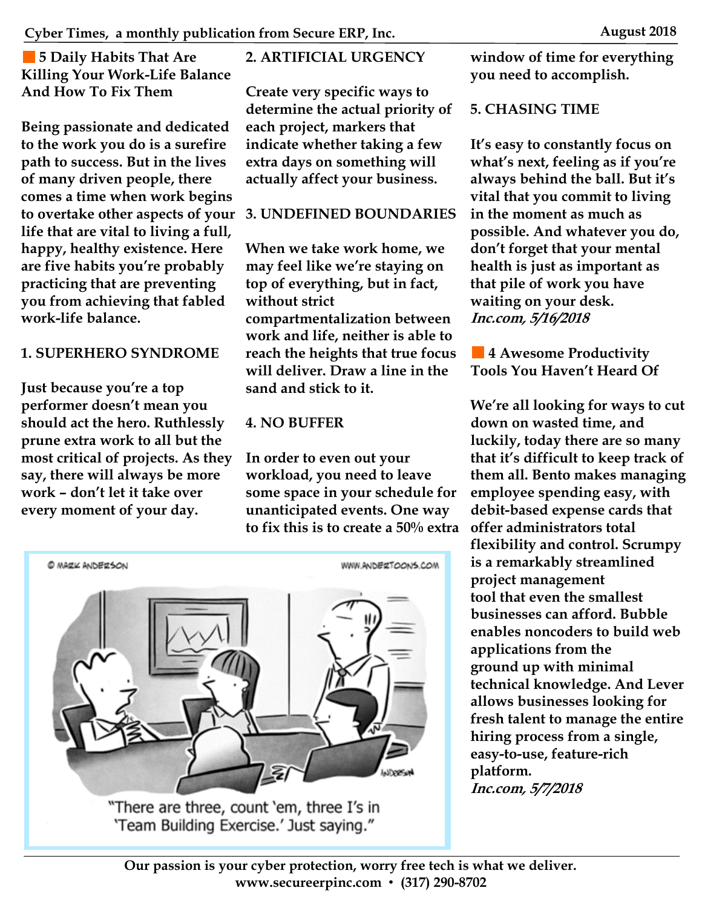## 5 Daily Habits That Are Killing Your Work-Life Balance And How To Fix Them

Being passionate and dedicated to the work you do is a surefire path to success. But in the lives of many driven people, there comes a time when work begins to overtake other aspects of your life that are vital to living a full, happy, healthy existence. Here are five habits you're probably practicing that are preventing you from achieving that fabled work-life balance.

**1. SUPERHERO SYNDROME**

Just because you're a top performer doesn't mean you should act the hero. Ruthlessly prune extra work to all but the most critical of projects. As they say, there will always be more work – don't let it take over every moment of your day.

**2. ARTIFICIAL URGENCY**

Create very specific ways to determine the actual priority of each project, markers that indicate whether taking a few extra days on something will actually affect your business.

**3. UNDEFINED BOUNDARIES**

When we take work home, we may feel like we're staying on top of everything, but in fact, without strict compartmentalization between work and life, neither is able to reach the heights that true focus will deliver. Draw a line in the sand and stick to it.

**4. NO BUFFER**

In order to even out your workload, you need to leave some space in your schedule for unanticipated events. One way to fix this is to create a 50% extra window of time for everything you need to accomplish.

**5. CHASING TIME**

It's easy to constantly focus on what's next, feeling as if you're always behind the ball. But it's vital that you commit to living in the moment as much as possible. And whatever you do, don't forget that your mental health is just as important as that pile of work you have waiting on your desk.

*Inc.com, 5/16/2018*

© MARK ANDERSON WWW.ANDERTOONS.COM

"There are three, count 'em, three I's in 'Team Building Exercise.' Just saying."

## 4 Awesome Productivity Tools You Haven't Heard Of

We're all looking for ways to cut down on wasted time, and luckily, today there are so many that it's difficult to keep track of them all. Bento makes managing employee spending easy, with debit-based expense cards that offer administrators total flexibility and control. Scrumpy is a remarkably streamlined project management tool that even the smallest businesses can afford. Bubble enables noncoders to build web applications from the ground up with minimal technical knowledge. And Lever allows businesses looking for fresh talent to manage the entire hiring process from a single, easy-to-use, feature-rich platform.

*Inc.com, 5/7/2018*

Our passion is your cyber protection, worry free tech is what we deliver.
www.secureerpinc.com • (317) 290-8702